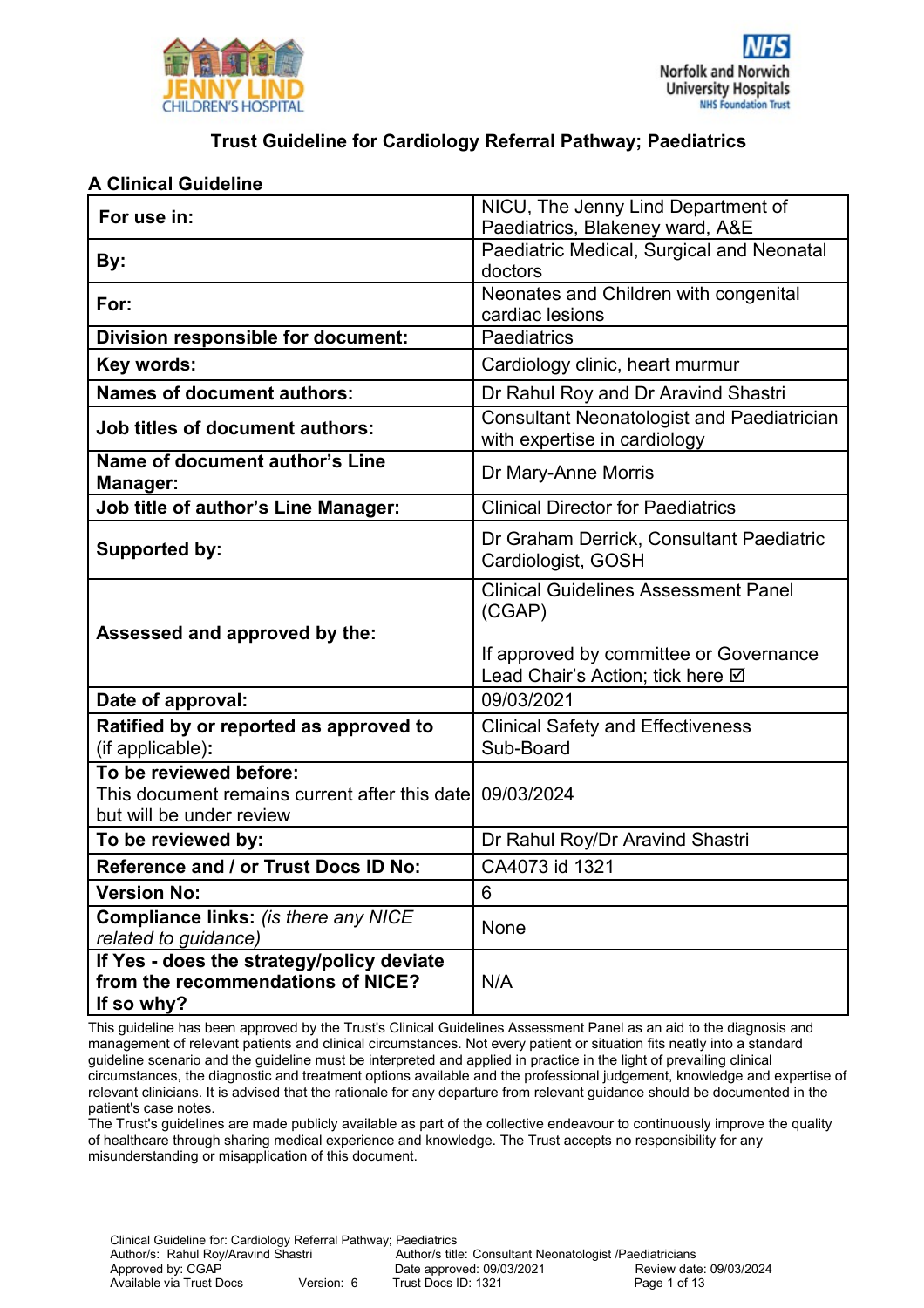# Trust Guideline for Cardiology Referral Pathway; Paediatrics

## A Clinical Guideline

| | |
|---|---|
| **For use in:** | NICU, The Jenny Lind Department of Paediatrics, Blakeney ward, A&E |
| **By:** | Paediatric Medical, Surgical and Neonatal doctors |
| **For:** | Neonates and Children with congenital cardiac lesions |
| **Division responsible for document:** | Paediatrics |
| **Key words:** | Cardiology clinic, heart murmur |
| **Names of document authors:** | Dr Rahul Roy and Dr Aravind Shastri |
| **Job titles of document authors:** | Consultant Neonatologist and Paediatrician with expertise in cardiology |
| **Name of document author's Line Manager:** | Dr Mary-Anne Morris |
| **Job title of author's Line Manager:** | Clinical Director for Paediatrics |
| **Supported by:** | Dr Graham Derrick, Consultant Paediatric Cardiologist, GOSH |
| **Assessed and approved by the:** | Clinical Guidelines Assessment Panel (CGAP)<br><br>If approved by committee or Governance Lead Chair's Action; tick here ☑ |
| **Date of approval:** | 09/03/2021 |
| **Ratified by or reported as approved to** (if applicable)**:** | Clinical Safety and Effectiveness Sub-Board |
| **To be reviewed before:**<br>This document remains current after this date but will be under review | 09/03/2024 |
| **To be reviewed by:** | Dr Rahul Roy/Dr Aravind Shastri |
| **Reference and / or Trust Docs ID No:** | CA4073 id 1321 |
| **Version No:** | 6 |
| **Compliance links:** *(is there any NICE related to guidance)* | None |
| **If Yes - does the strategy/policy deviate from the recommendations of NICE? If so why?** | N/A |

This guideline has been approved by the Trust's Clinical Guidelines Assessment Panel as an aid to the diagnosis and management of relevant patients and clinical circumstances. Not every patient or situation fits neatly into a standard guideline scenario and the guideline must be interpreted and applied in practice in the light of prevailing clinical circumstances, the diagnostic and treatment options available and the professional judgement, knowledge and expertise of relevant clinicians. It is advised that the rationale for any departure from relevant guidance should be documented in the patient's case notes.

The Trust's guidelines are made publicly available as part of the collective endeavour to continuously improve the quality of healthcare through sharing medical experience and knowledge. The Trust accepts no responsibility for any misunderstanding or misapplication of this document.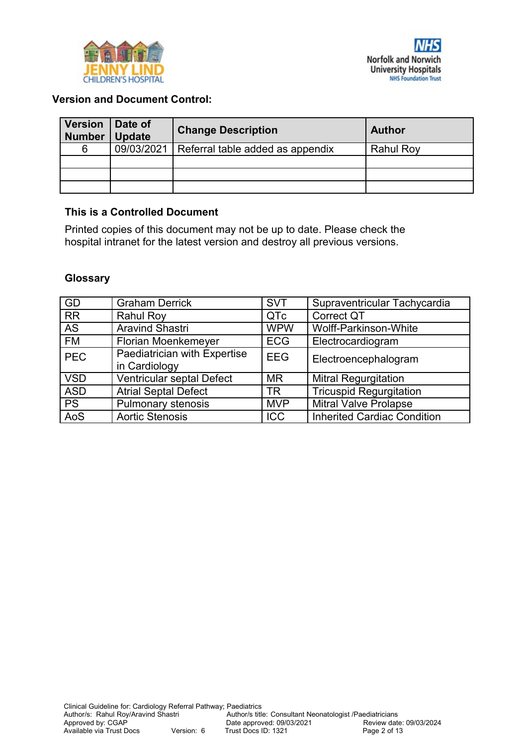### Version and Document Control:

| Version Number | Date of Update | Change Description | Author |
|---|---|---|---|
| 6 | 09/03/2021 | Referral table added as appendix | Rahul Roy |
| | | | |
| | | | |
| | | | |

#### This is a Controlled Document

Printed copies of this document may not be up to date. Please check the hospital intranet for the latest version and destroy all previous versions.

#### Glossary

| | | | |
|---|---|---|---|
| GD | Graham Derrick | SVT | Supraventricular Tachycardia |
| RR | Rahul Roy | QTc | Correct QT |
| AS | Aravind Shastri | WPW | Wolff-Parkinson-White |
| FM | Florian Moenkemeyer | ECG | Electrocardiogram |
| PEC | Paediatrician with Expertise in Cardiology | EEG | Electroencephalogram |
| VSD | Ventricular septal Defect | MR | Mitral Regurgitation |
| ASD | Atrial Septal Defect | TR | Tricuspid Regurgitation |
| PS | Pulmonary stenosis | MVP | Mitral Valve Prolapse |
| AoS | Aortic Stenosis | ICC | Inherited Cardiac Condition |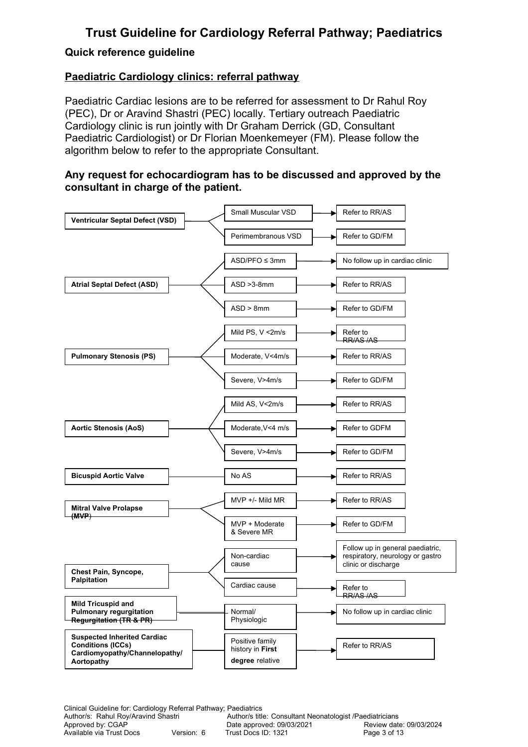# Trust Guideline for Cardiology Referral Pathway; Paediatrics

### Quick reference guideline

## Paediatric Cardiology clinics: referral pathway

Paediatric Cardiac lesions are to be referred for assessment to Dr Rahul Roy (PEC), Dr or Aravind Shastri (PEC) locally. Tertiary outreach Paediatric Cardiology clinic is run jointly with Dr Graham Derrick (GD, Consultant Paediatric Cardiologist) or Dr Florian Moenkemeyer (FM). Please follow the algorithm below to refer to the appropriate Consultant.

**Any request for echocardiogram has to be discussed and approved by the consultant in charge of the patient.**

| Condition | Finding | Action |
| --- | --- | --- |
| **Ventricular Septal Defect (VSD)** | Small Muscular VSD | Refer to RR/AS |
| | Perimembranous VSD | Refer to GD/FM |
| **Atrial Septal Defect (ASD)** | ASD/PFO ≤ 3mm | No follow up in cardiac clinic |
| | ASD >3-8mm | Refer to RR/AS |
| | ASD > 8mm | Refer to GD/FM |
| **Pulmonary Stenosis (PS)** | Mild PS, V <2m/s | Refer to RR/AS /AS |
| | Moderate, V<4m/s | Refer to RR/AS |
| | Severe, V>4m/s | Refer to GD/FM |
| **Aortic Stenosis (AoS)** | Mild AS, V<2m/s | Refer to RR/AS |
| | Moderate,V<4 m/s | Refer to GDFM |
| | Severe, V>4m/s | Refer to GD/FM |
| **Bicuspid Aortic Valve** | No AS | Refer to RR/AS |
| **Mitral Valve Prolapse (MVP)** | MVP +/- Mild MR | Refer to RR/AS |
| | MVP + Moderate & Severe MR | Refer to GD/FM |
| **Chest Pain, Syncope, Palpitation** | Non-cardiac cause | Follow up in general paediatric, respiratory, neurology or gastro clinic or discharge |
| | Cardiac cause | Refer to RR/AS /AS |
| **Mild Tricuspid and Pulmonary regurgitation Regurgitation (TR & PR)** | Normal/ Physiologic | No follow up in cardiac clinic |
| **Suspected Inherited Cardiac Conditions (ICCs) Cardiomyopathy/Channelopathy/ Aortopathy** | Positive family history in **First degree** relative | Refer to RR/AS |

Clinical Guideline for: Cardiology Referral Pathway; Paediatrics
Author/s: Rahul Roy/Aravind Shastri — Author/s title: Consultant Neonatologist /Paediatricians
Approved by: CGAP — Date approved: 09/03/2021 — Review date: 09/03/2024
Available via Trust Docs — Version: 6 — Trust Docs ID: 1321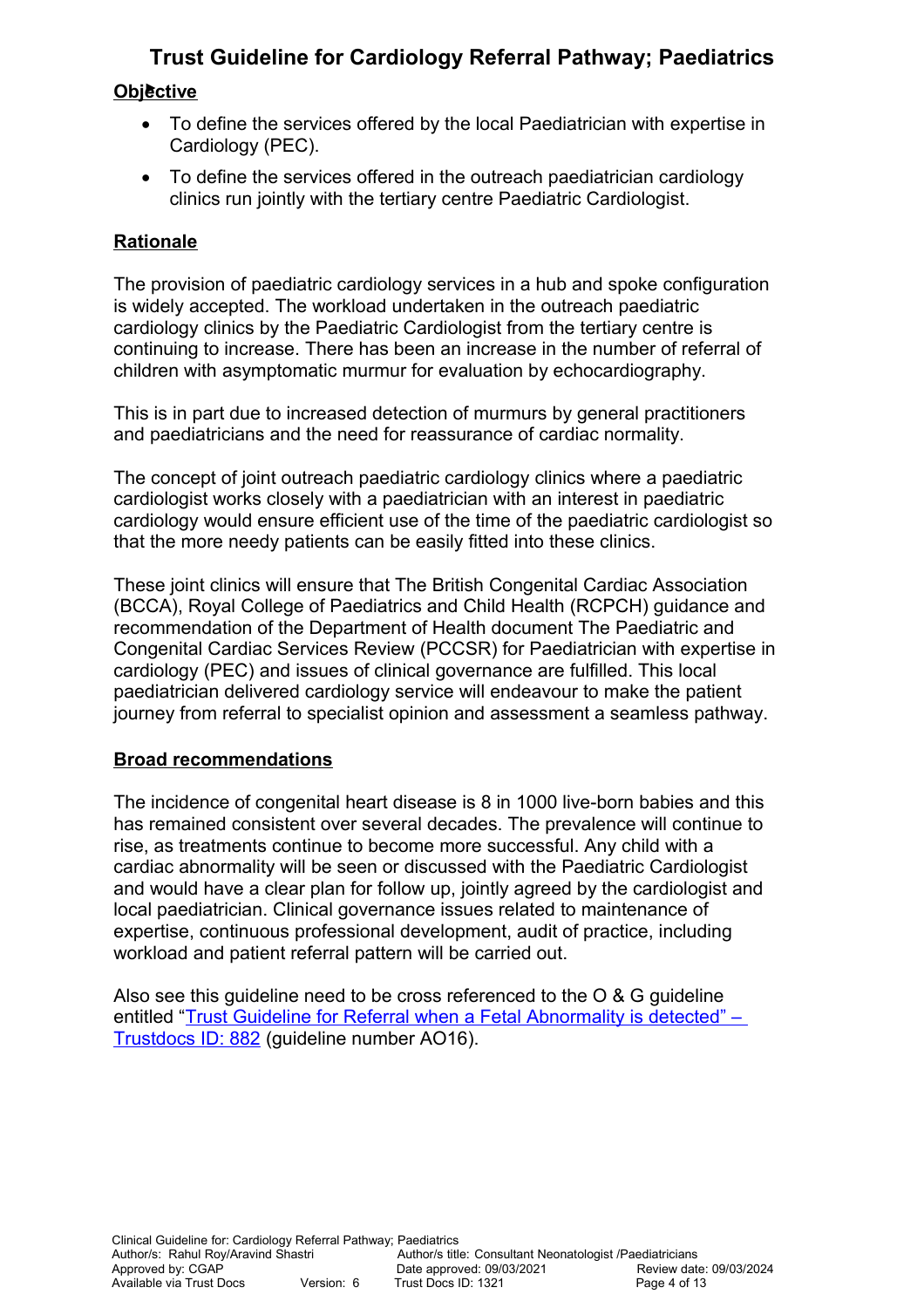# Trust Guideline for Cardiology Referral Pathway; Paediatrics

## Objective

- To define the services offered by the local Paediatrician with expertise in Cardiology (PEC).
- To define the services offered in the outreach paediatrician cardiology clinics run jointly with the tertiary centre Paediatric Cardiologist.

## Rationale

The provision of paediatric cardiology services in a hub and spoke configuration is widely accepted. The workload undertaken in the outreach paediatric cardiology clinics by the Paediatric Cardiologist from the tertiary centre is continuing to increase. There has been an increase in the number of referral of children with asymptomatic murmur for evaluation by echocardiography.

This is in part due to increased detection of murmurs by general practitioners and paediatricians and the need for reassurance of cardiac normality.

The concept of joint outreach paediatric cardiology clinics where a paediatric cardiologist works closely with a paediatrician with an interest in paediatric cardiology would ensure efficient use of the time of the paediatric cardiologist so that the more needy patients can be easily fitted into these clinics.

These joint clinics will ensure that The British Congenital Cardiac Association (BCCA), Royal College of Paediatrics and Child Health (RCPCH) guidance and recommendation of the Department of Health document The Paediatric and Congenital Cardiac Services Review (PCCSR) for Paediatrician with expertise in cardiology (PEC) and issues of clinical governance are fulfilled. This local paediatrician delivered cardiology service will endeavour to make the patient journey from referral to specialist opinion and assessment a seamless pathway.

## Broad recommendations

The incidence of congenital heart disease is 8 in 1000 live-born babies and this has remained consistent over several decades. The prevalence will continue to rise, as treatments continue to become more successful. Any child with a cardiac abnormality will be seen or discussed with the Paediatric Cardiologist and would have a clear plan for follow up, jointly agreed by the cardiologist and local paediatrician. Clinical governance issues related to maintenance of expertise, continuous professional development, audit of practice, including workload and patient referral pattern will be carried out.

Also see this guideline need to be cross referenced to the O & G guideline entitled "Trust Guideline for Referral when a Fetal Abnormality is detected" – Trustdocs ID: 882 (guideline number AO16).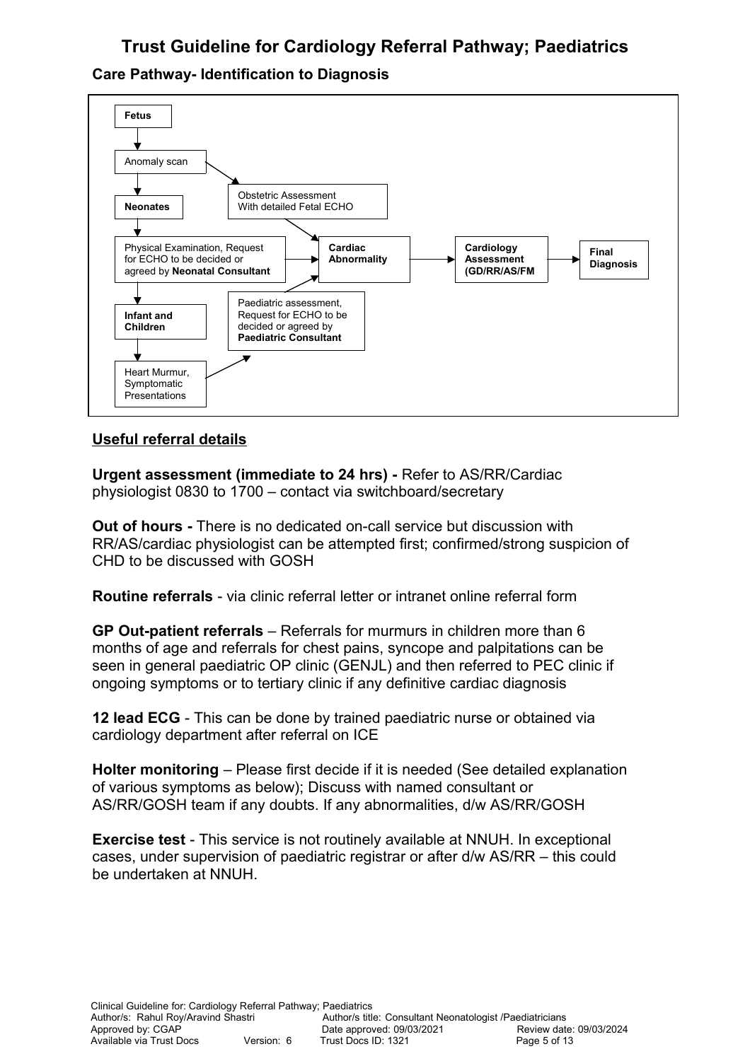# Trust Guideline for Cardiology Referral Pathway; Paediatrics

## Care Pathway- Identification to Diagnosis

**Fetus** → Anomaly scan → **Neonates** → Physical Examination, Request for ECHO to be decided or agreed by **Neonatal Consultant** → **Infant and Children** → Heart Murmur, Symptomatic Presentations

Anomaly scan → Obstetric Assessment With detailed Fetal ECHO → **Cardiac Abnormality**

Physical Examination, Request for ECHO to be decided or agreed by **Neonatal Consultant** → **Cardiac Abnormality**

Heart Murmur, Symptomatic Presentations → Paediatric assessment, Request for ECHO to be decided or agreed by **Paediatric Consultant** → **Cardiac Abnormality**

**Cardiac Abnormality** → **Cardiology Assessment (GD/RR/AS/FM** → **Final Diagnosis**

## Useful referral details

**Urgent assessment (immediate to 24 hrs) -** Refer to AS/RR/Cardiac physiologist 0830 to 1700 – contact via switchboard/secretary

**Out of hours -** There is no dedicated on-call service but discussion with RR/AS/cardiac physiologist can be attempted first; confirmed/strong suspicion of CHD to be discussed with GOSH

**Routine referrals** - via clinic referral letter or intranet online referral form

**GP Out-patient referrals** – Referrals for murmurs in children more than 6 months of age and referrals for chest pains, syncope and palpitations can be seen in general paediatric OP clinic (GENJL) and then referred to PEC clinic if ongoing symptoms or to tertiary clinic if any definitive cardiac diagnosis

**12 lead ECG** - This can be done by trained paediatric nurse or obtained via cardiology department after referral on ICE

**Holter monitoring** – Please first decide if it is needed (See detailed explanation of various symptoms as below); Discuss with named consultant or AS/RR/GOSH team if any doubts. If any abnormalities, d/w AS/RR/GOSH

**Exercise test** - This service is not routinely available at NNUH. In exceptional cases, under supervision of paediatric registrar or after d/w AS/RR – this could be undertaken at NNUH.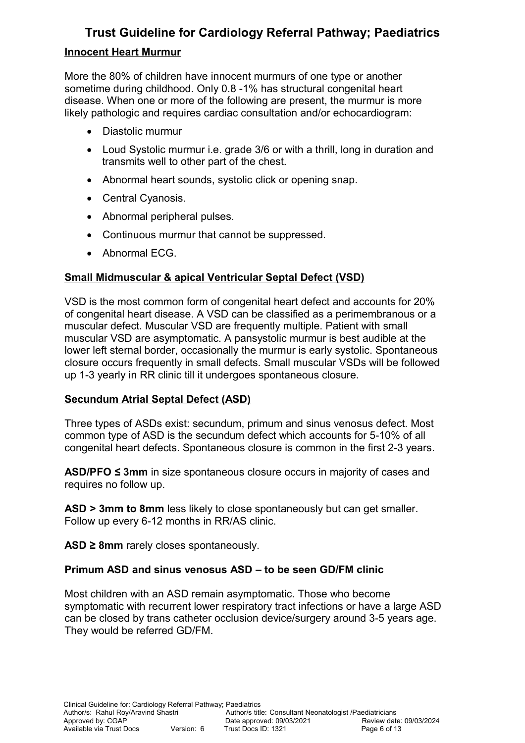# Trust Guideline for Cardiology Referral Pathway; Paediatrics

## Innocent Heart Murmur

More the 80% of children have innocent murmurs of one type or another sometime during childhood. Only 0.8 -1% has structural congenital heart disease. When one or more of the following are present, the murmur is more likely pathologic and requires cardiac consultation and/or echocardiogram:

- Diastolic murmur
- Loud Systolic murmur i.e. grade 3/6 or with a thrill, long in duration and transmits well to other part of the chest.
- Abnormal heart sounds, systolic click or opening snap.
- Central Cyanosis.
- Abnormal peripheral pulses.
- Continuous murmur that cannot be suppressed.
- Abnormal ECG.

## Small Midmuscular & apical Ventricular Septal Defect (VSD)

VSD is the most common form of congenital heart defect and accounts for 20% of congenital heart disease. A VSD can be classified as a perimembranous or a muscular defect. Muscular VSD are frequently multiple. Patient with small muscular VSD are asymptomatic. A pansystolic murmur is best audible at the lower left sternal border, occasionally the murmur is early systolic. Spontaneous closure occurs frequently in small defects. Small muscular VSDs will be followed up 1-3 yearly in RR clinic till it undergoes spontaneous closure.

## Secundum Atrial Septal Defect (ASD)

Three types of ASDs exist: secundum, primum and sinus venosus defect. Most common type of ASD is the secundum defect which accounts for 5-10% of all congenital heart defects. Spontaneous closure is common in the first 2-3 years.

**ASD/PFO ≤ 3mm** in size spontaneous closure occurs in majority of cases and requires no follow up.

**ASD > 3mm to 8mm** less likely to close spontaneously but can get smaller. Follow up every 6-12 months in RR/AS clinic.

**ASD ≥ 8mm** rarely closes spontaneously.

**Primum ASD and sinus venosus ASD – to be seen GD/FM clinic**

Most children with an ASD remain asymptomatic. Those who become symptomatic with recurrent lower respiratory tract infections or have a large ASD can be closed by trans catheter occlusion device/surgery around 3-5 years age. They would be referred GD/FM.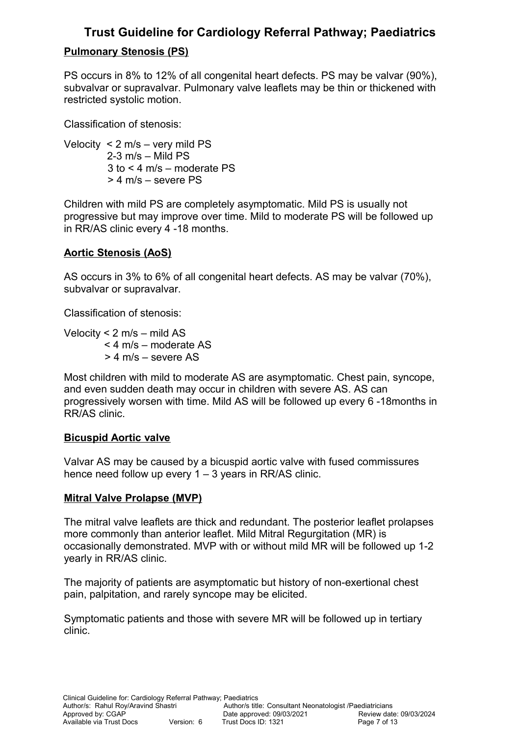## Pulmonary Stenosis (PS)

PS occurs in 8% to 12% of all congenital heart defects. PS may be valvar (90%), subvalvar or supravalvar. Pulmonary valve leaflets may be thin or thickened with restricted systolic motion.

Classification of stenosis:

Velocity < 2 m/s – very mild PS
2-3 m/s – Mild PS
3 to < 4 m/s – moderate PS
> 4 m/s – severe PS

Children with mild PS are completely asymptomatic. Mild PS is usually not progressive but may improve over time. Mild to moderate PS will be followed up in RR/AS clinic every 4 -18 months.

## Aortic Stenosis (AoS)

AS occurs in 3% to 6% of all congenital heart defects. AS may be valvar (70%), subvalvar or supravalvar.

Classification of stenosis:

Velocity < 2 m/s – mild AS
< 4 m/s – moderate AS
> 4 m/s – severe AS

Most children with mild to moderate AS are asymptomatic. Chest pain, syncope, and even sudden death may occur in children with severe AS. AS can progressively worsen with time. Mild AS will be followed up every 6 -18months in RR/AS clinic.

## Bicuspid Aortic valve

Valvar AS may be caused by a bicuspid aortic valve with fused commissures hence need follow up every 1 – 3 years in RR/AS clinic.

## Mitral Valve Prolapse (MVP)

The mitral valve leaflets are thick and redundant. The posterior leaflet prolapses more commonly than anterior leaflet. Mild Mitral Regurgitation (MR) is occasionally demonstrated. MVP with or without mild MR will be followed up 1-2 yearly in RR/AS clinic.

The majority of patients are asymptomatic but history of non-exertional chest pain, palpitation, and rarely syncope may be elicited.

Symptomatic patients and those with severe MR will be followed up in tertiary clinic.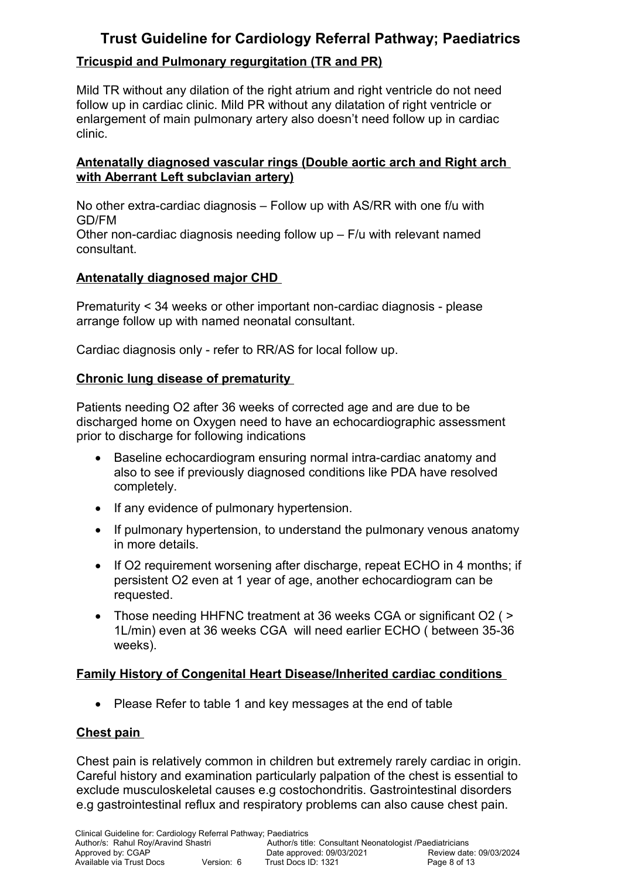## Tricuspid and Pulmonary regurgitation (TR and PR)

Mild TR without any dilation of the right atrium and right ventricle do not need follow up in cardiac clinic. Mild PR without any dilatation of right ventricle or enlargement of main pulmonary artery also doesn't need follow up in cardiac clinic.

## Antenatally diagnosed vascular rings (Double aortic arch and Right arch with Aberrant Left subclavian artery)

No other extra-cardiac diagnosis – Follow up with AS/RR with one f/u with GD/FM

Other non-cardiac diagnosis needing follow up – F/u with relevant named consultant.

## Antenatally diagnosed major CHD

Prematurity < 34 weeks or other important non-cardiac diagnosis - please arrange follow up with named neonatal consultant.

Cardiac diagnosis only - refer to RR/AS for local follow up.

## Chronic lung disease of prematurity

Patients needing O2 after 36 weeks of corrected age and are due to be discharged home on Oxygen need to have an echocardiographic assessment prior to discharge for following indications

- Baseline echocardiogram ensuring normal intra-cardiac anatomy and also to see if previously diagnosed conditions like PDA have resolved completely.
- If any evidence of pulmonary hypertension.
- If pulmonary hypertension, to understand the pulmonary venous anatomy in more details.
- If O2 requirement worsening after discharge, repeat ECHO in 4 months; if persistent O2 even at 1 year of age, another echocardiogram can be requested.
- Those needing HHFNC treatment at 36 weeks CGA or significant O2 ( > 1L/min) even at 36 weeks CGA will need earlier ECHO ( between 35-36 weeks).

## Family History of Congenital Heart Disease/Inherited cardiac conditions

- Please Refer to table 1 and key messages at the end of table

## Chest pain

Chest pain is relatively common in children but extremely rarely cardiac in origin. Careful history and examination particularly palpation of the chest is essential to exclude musculoskeletal causes e.g costochondritis. Gastrointestinal disorders e.g gastrointestinal reflux and respiratory problems can also cause chest pain.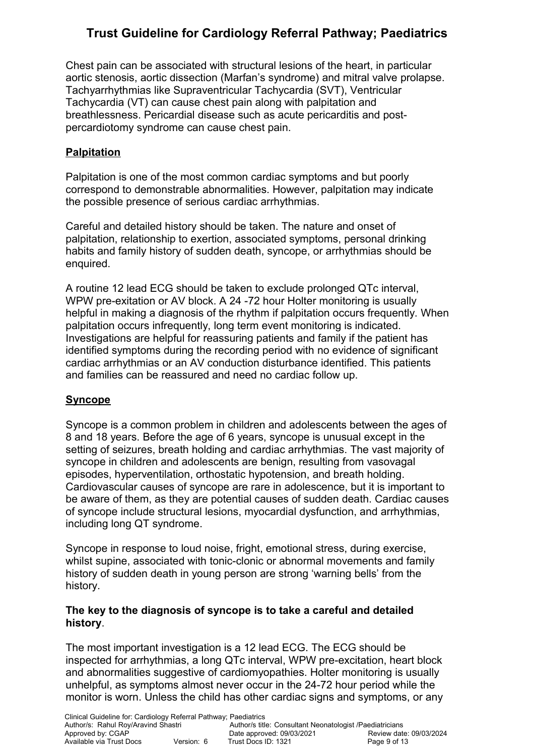Chest pain can be associated with structural lesions of the heart, in particular aortic stenosis, aortic dissection (Marfan's syndrome) and mitral valve prolapse. Tachyarrhythmias like Supraventricular Tachycardia (SVT), Ventricular Tachycardia (VT) can cause chest pain along with palpitation and breathlessness. Pericardial disease such as acute pericarditis and post-percardiotomy syndrome can cause chest pain.

**Palpitation**

Palpitation is one of the most common cardiac symptoms and but poorly correspond to demonstrable abnormalities. However, palpitation may indicate the possible presence of serious cardiac arrhythmias.

Careful and detailed history should be taken. The nature and onset of palpitation, relationship to exertion, associated symptoms, personal drinking habits and family history of sudden death, syncope, or arrhythmias should be enquired.

A routine 12 lead ECG should be taken to exclude prolonged QTc interval, WPW pre-exitation or AV block. A 24 -72 hour Holter monitoring is usually helpful in making a diagnosis of the rhythm if palpitation occurs frequently. When palpitation occurs infrequently, long term event monitoring is indicated. Investigations are helpful for reassuring patients and family if the patient has identified symptoms during the recording period with no evidence of significant cardiac arrhythmias or an AV conduction disturbance identified. This patients and families can be reassured and need no cardiac follow up.

**Syncope**

Syncope is a common problem in children and adolescents between the ages of 8 and 18 years. Before the age of 6 years, syncope is unusual except in the setting of seizures, breath holding and cardiac arrhythmias. The vast majority of syncope in children and adolescents are benign, resulting from vasovagal episodes, hyperventilation, orthostatic hypotension, and breath holding. Cardiovascular causes of syncope are rare in adolescence, but it is important to be aware of them, as they are potential causes of sudden death. Cardiac causes of syncope include structural lesions, myocardial dysfunction, and arrhythmias, including long QT syndrome.

Syncope in response to loud noise, fright, emotional stress, during exercise, whilst supine, associated with tonic-clonic or abnormal movements and family history of sudden death in young person are strong 'warning bells' from the history.

**The key to the diagnosis of syncope is to take a careful and detailed history**.

The most important investigation is a 12 lead ECG. The ECG should be inspected for arrhythmias, a long QTc interval, WPW pre-excitation, heart block and abnormalities suggestive of cardiomyopathies. Holter monitoring is usually unhelpful, as symptoms almost never occur in the 24-72 hour period while the monitor is worn. Unless the child has other cardiac signs and symptoms, or any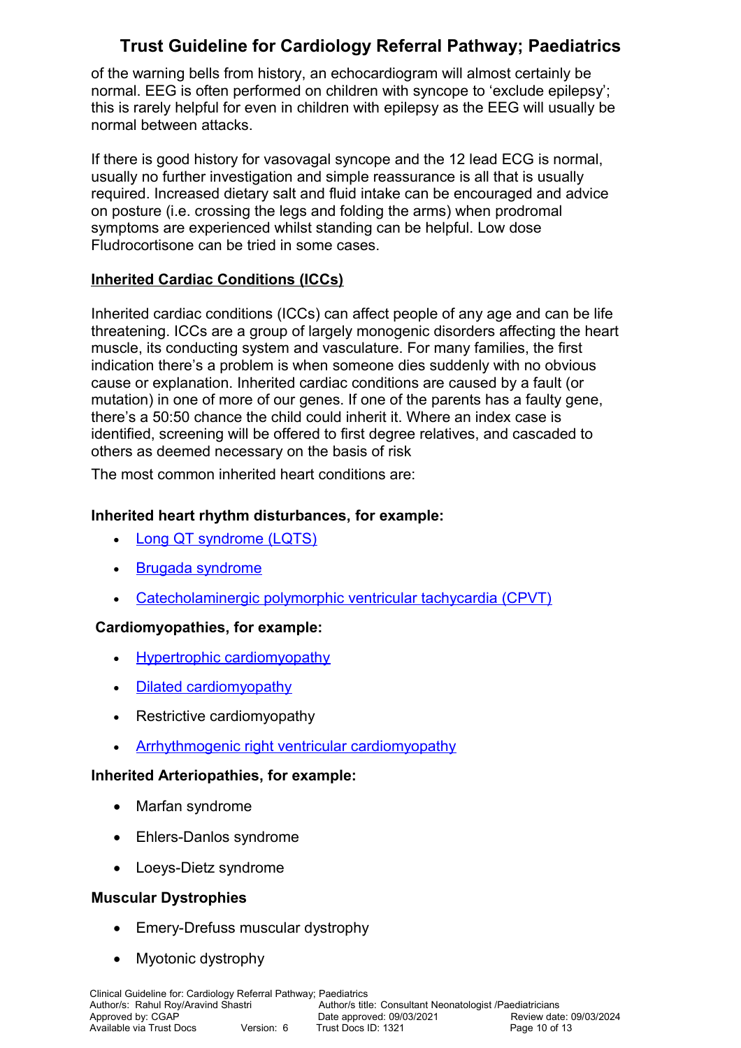of the warning bells from history, an echocardiogram will almost certainly be normal. EEG is often performed on children with syncope to ‘exclude epilepsy’; this is rarely helpful for even in children with epilepsy as the EEG will usually be normal between attacks.

If there is good history for vasovagal syncope and the 12 lead ECG is normal, usually no further investigation and simple reassurance is all that is usually required. Increased dietary salt and fluid intake can be encouraged and advice on posture (i.e. crossing the legs and folding the arms) when prodromal symptoms are experienced whilst standing can be helpful. Low dose Fludrocortisone can be tried in some cases.

## Inherited Cardiac Conditions (ICCs)

Inherited cardiac conditions (ICCs) can affect people of any age and can be life threatening. ICCs are a group of largely monogenic disorders affecting the heart muscle, its conducting system and vasculature. For many families, the first indication there’s a problem is when someone dies suddenly with no obvious cause or explanation. Inherited cardiac conditions are caused by a fault (or mutation) in one of more of our genes. If one of the parents has a faulty gene, there’s a 50:50 chance the child could inherit it. Where an index case is identified, screening will be offered to first degree relatives, and cascaded to others as deemed necessary on the basis of risk

The most common inherited heart conditions are:

**Inherited heart rhythm disturbances, for example:**

- Long QT syndrome (LQTS)
- Brugada syndrome
- Catecholaminergic polymorphic ventricular tachycardia (CPVT)

**Cardiomyopathies, for example:**

- Hypertrophic cardiomyopathy
- Dilated cardiomyopathy
- Restrictive cardiomyopathy
- Arrhythmogenic right ventricular cardiomyopathy

**Inherited Arteriopathies, for example:**

- Marfan syndrome
- Ehlers-Danlos syndrome
- Loeys-Dietz syndrome

**Muscular Dystrophies**

- Emery-Drefuss muscular dystrophy
- Myotonic dystrophy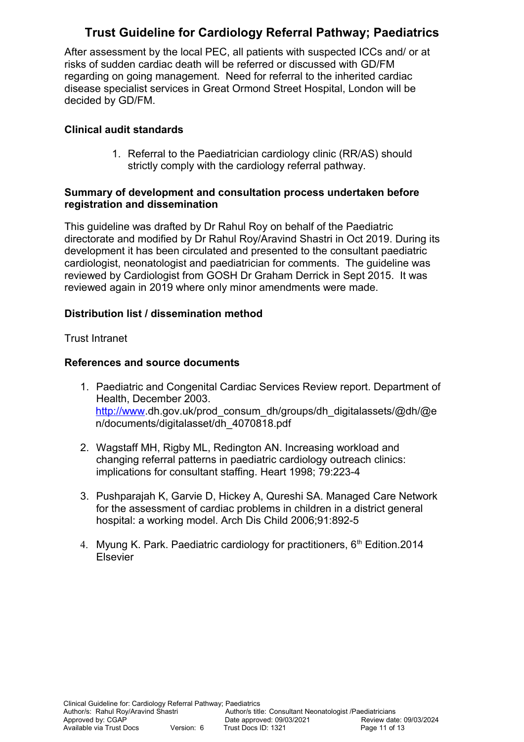# Trust Guideline for Cardiology Referral Pathway; Paediatrics

After assessment by the local PEC, all patients with suspected ICCs and/ or at risks of sudden cardiac death will be referred or discussed with GD/FM regarding on going management. Need for referral to the inherited cardiac disease specialist services in Great Ormond Street Hospital, London will be decided by GD/FM.

### Clinical audit standards

1. Referral to the Paediatrician cardiology clinic (RR/AS) should strictly comply with the cardiology referral pathway.

### Summary of development and consultation process undertaken before registration and dissemination

This guideline was drafted by Dr Rahul Roy on behalf of the Paediatric directorate and modified by Dr Rahul Roy/Aravind Shastri in Oct 2019. During its development it has been circulated and presented to the consultant paediatric cardiologist, neonatologist and paediatrician for comments. The guideline was reviewed by Cardiologist from GOSH Dr Graham Derrick in Sept 2015. It was reviewed again in 2019 where only minor amendments were made.

### Distribution list / dissemination method

Trust Intranet

### References and source documents

1. Paediatric and Congenital Cardiac Services Review report. Department of Health, December 2003. http://www.dh.gov.uk/prod_consum_dh/groups/dh_digitalassets/@dh/@en/documents/digitalasset/dh_4070818.pdf

2. Wagstaff MH, Rigby ML, Redington AN. Increasing workload and changing referral patterns in paediatric cardiology outreach clinics: implications for consultant staffing. Heart 1998; 79:223-4

3. Pushparajah K, Garvie D, Hickey A, Qureshi SA. Managed Care Network for the assessment of cardiac problems in children in a district general hospital: a working model. Arch Dis Child 2006;91:892-5

4. Myung K. Park. Paediatric cardiology for practitioners, 6th Edition.2014 Elsevier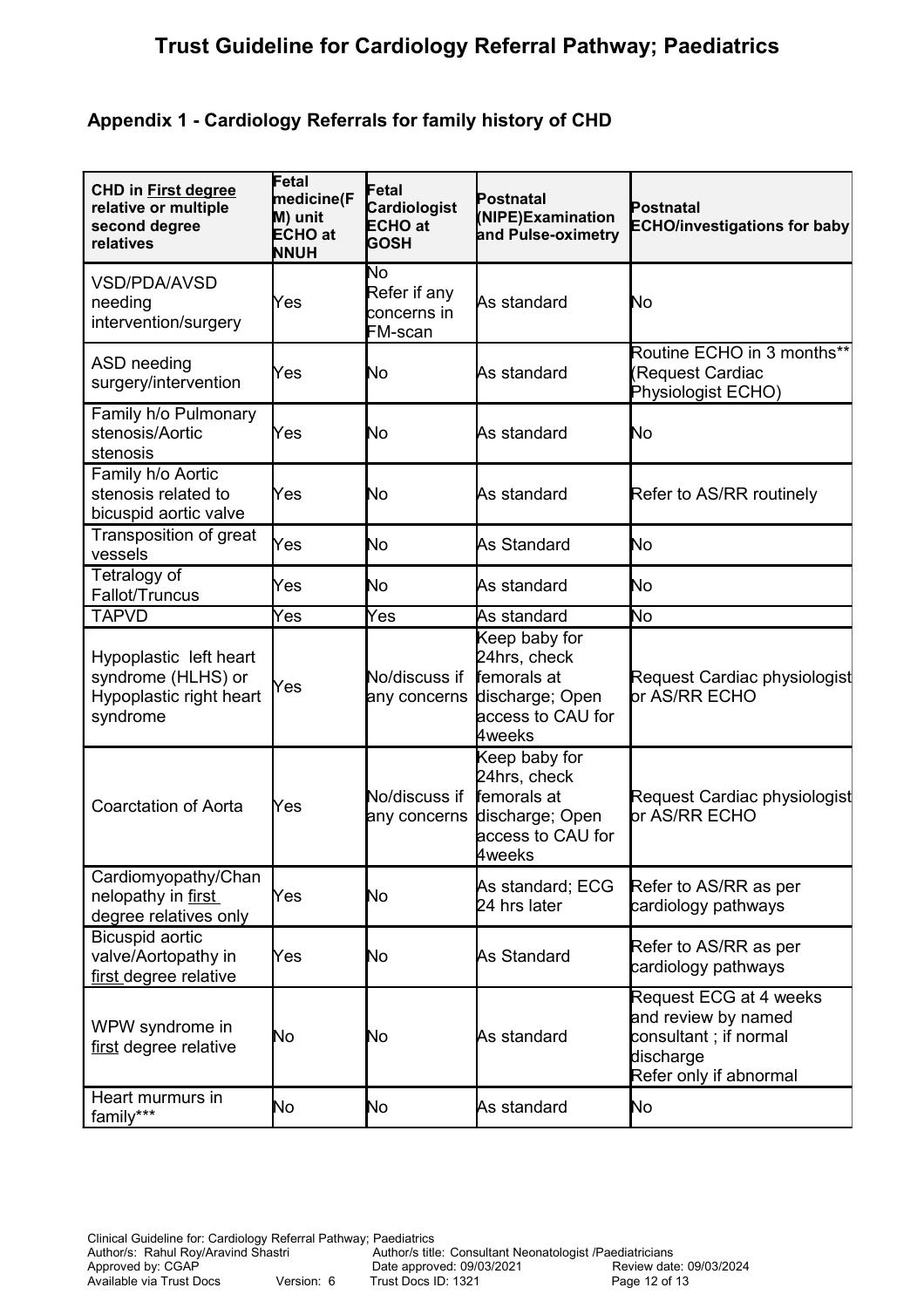## Appendix 1 - Cardiology Referrals for family history of CHD

| CHD in <u>First degree</u> relative or multiple second degree relatives | Fetal medicine(FM) unit ECHO at NNUH | Fetal Cardiologist ECHO at GOSH | Postnatal (NIPE)Examination and Pulse-oximetry | Postnatal ECHO/investigations for baby |
|---|---|---|---|---|
| VSD/PDA/AVSD needing intervention/surgery | Yes | No<br>Refer if any concerns in FM-scan | As standard | No |
| ASD needing surgery/intervention | Yes | No | As standard | Routine ECHO in 3 months** (Request Cardiac Physiologist ECHO) |
| Family h/o Pulmonary stenosis/Aortic stenosis | Yes | No | As standard | No |
| Family h/o Aortic stenosis related to bicuspid aortic valve | Yes | No | As standard | Refer to AS/RR routinely |
| Transposition of great vessels | Yes | No | As Standard | No |
| Tetralogy of Fallot/Truncus | Yes | No | As standard | No |
| TAPVD | Yes | Yes | As standard | No |
| Hypoplastic left heart syndrome (HLHS) or Hypoplastic right heart syndrome | Yes | No/discuss if any concerns | Keep baby for 24hrs, check femorals at discharge; Open access to CAU for 4weeks | Request Cardiac physiologist or AS/RR ECHO |
| Coarctation of Aorta | Yes | No/discuss if any concerns | Keep baby for 24hrs, check femorals at discharge; Open access to CAU for 4weeks | Request Cardiac physiologist or AS/RR ECHO |
| Cardiomyopathy/Channelopathy in <u>first</u> degree relatives only | Yes | No | As standard; ECG 24 hrs later | Refer to AS/RR as per cardiology pathways |
| Bicuspid aortic valve/Aortopathy in <u>first</u> degree relative | Yes | No | As Standard | Refer to AS/RR as per cardiology pathways |
| WPW syndrome in <u>first</u> degree relative | No | No | As standard | Request ECG at 4 weeks and review by named consultant ; if normal discharge<br>Refer only if abnormal |
| Heart murmurs in family*** | No | No | As standard | No |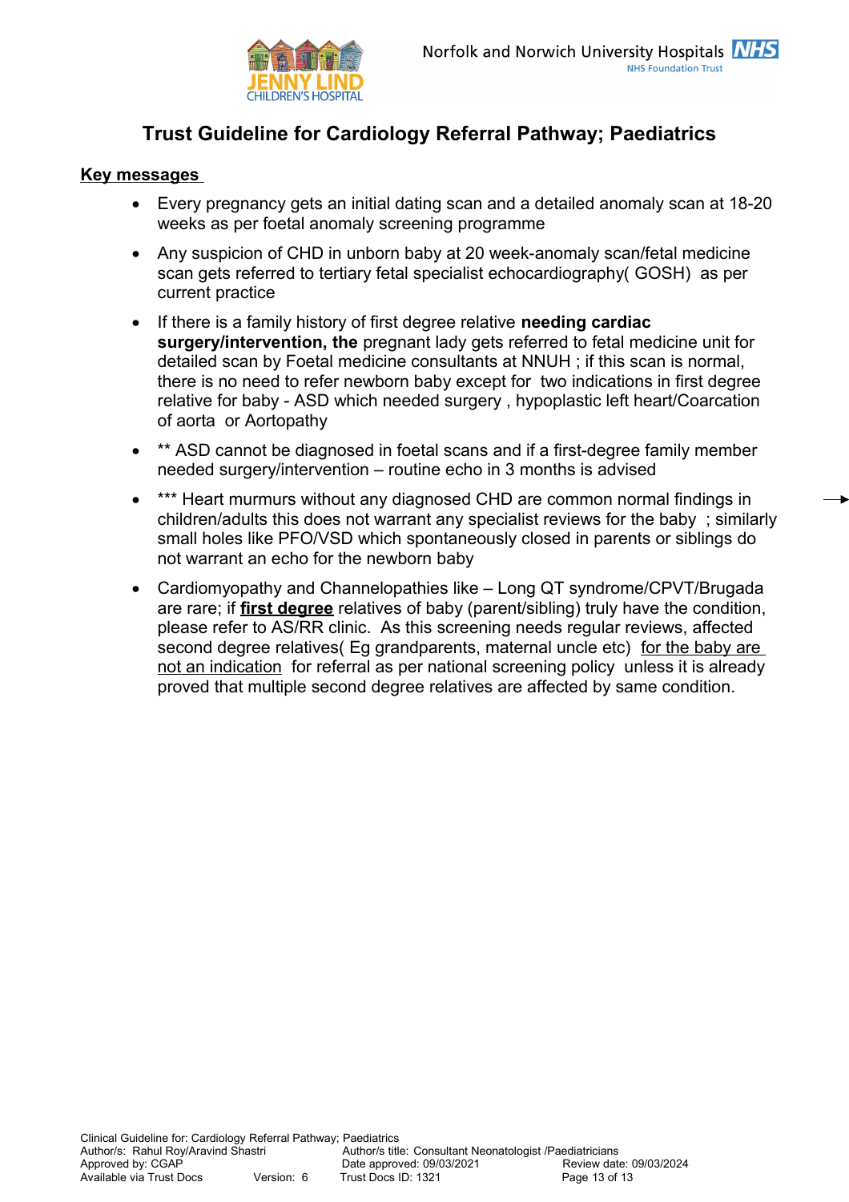# Trust Guideline for Cardiology Referral Pathway; Paediatrics

**Key messages**

- Every pregnancy gets an initial dating scan and a detailed anomaly scan at 18-20 weeks as per foetal anomaly screening programme
- Any suspicion of CHD in unborn baby at 20 week-anomaly scan/fetal medicine scan gets referred to tertiary fetal specialist echocardiography( GOSH) as per current practice
- If there is a family history of first degree relative **needing cardiac surgery/intervention, the** pregnant lady gets referred to fetal medicine unit for detailed scan by Foetal medicine consultants at NNUH ; if this scan is normal, there is no need to refer newborn baby except for two indications in first degree relative for baby - ASD which needed surgery , hypoplastic left heart/Coarcation of aorta or Aortopathy
- ** ASD cannot be diagnosed in foetal scans and if a first-degree family member needed surgery/intervention – routine echo in 3 months is advised
- *** Heart murmurs without any diagnosed CHD are common normal findings in children/adults this does not warrant any specialist reviews for the baby ; similarly small holes like PFO/VSD which spontaneously closed in parents or siblings do not warrant an echo for the newborn baby
- Cardiomyopathy and Channelopathies like – Long QT syndrome/CPVT/Brugada are rare; if **first degree** relatives of baby (parent/sibling) truly have the condition, please refer to AS/RR clinic. As this screening needs regular reviews, affected second degree relatives( Eg grandparents, maternal uncle etc) for the baby are not an indication for referral as per national screening policy unless it is already proved that multiple second degree relatives are affected by same condition.